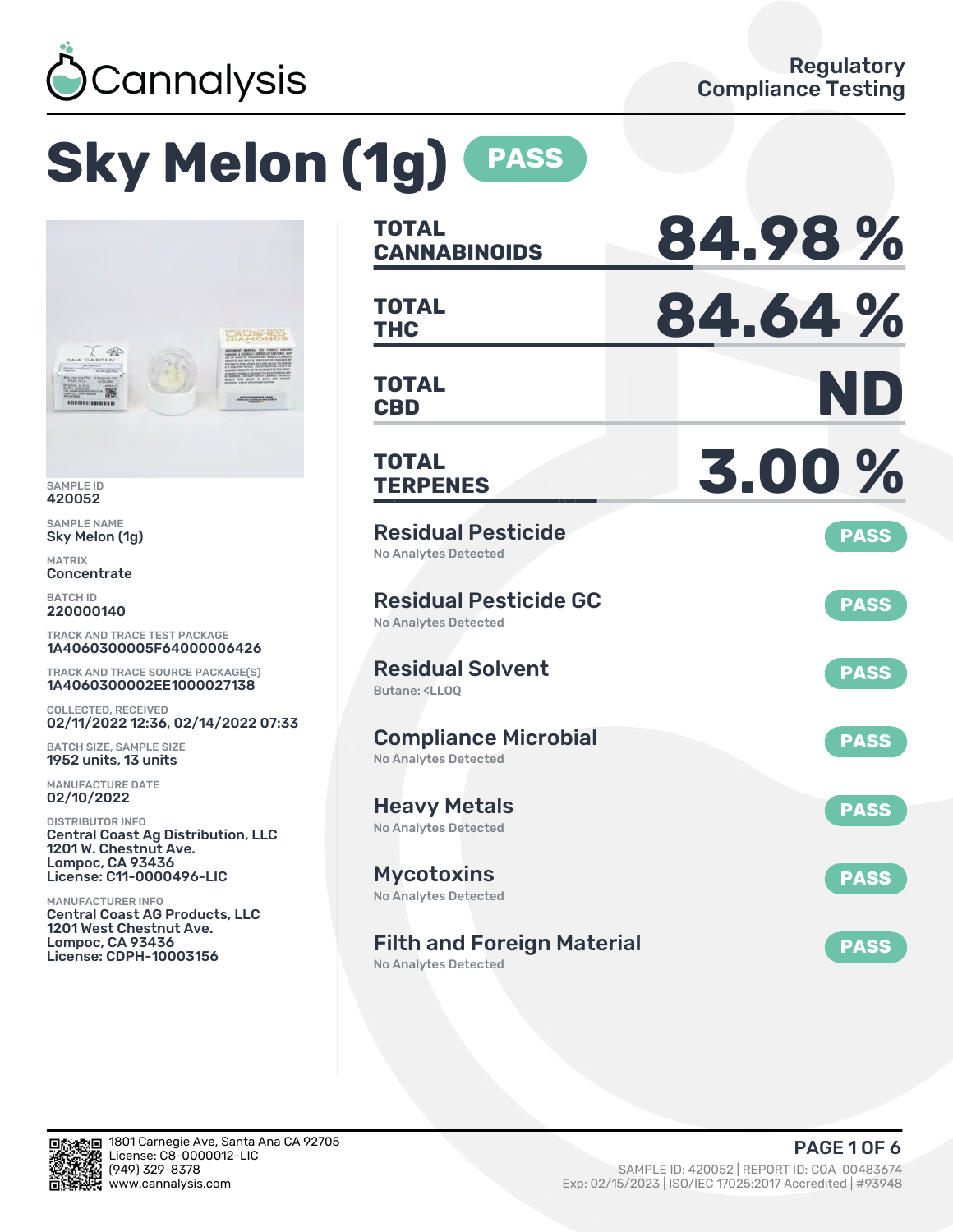Cannalysis

Regulatory Compliance Testing

# Sky Melon (1g) PASS

SAMPLE ID
420052

SAMPLE NAME
Sky Melon (1g)

MATRIX
Concentrate

BATCH ID
220000140

TRACK AND TRACE TEST PACKAGE
1A4060300005F64000006426

TRACK AND TRACE SOURCE PACKAGE(S)
1A4060300002EE1000027138

COLLECTED, RECEIVED
02/11/2022 12:36, 02/14/2022 07:33

BATCH SIZE, SAMPLE SIZE
1952 units, 13 units

MANUFACTURE DATE
02/10/2022

DISTRIBUTOR INFO
Central Coast Ag Distribution, LLC
1201 W. Chestnut Ave.
Lompoc, CA 93436
License: C11-0000496-LIC

MANUFACTURER INFO
Central Coast AG Products, LLC
1201 West Chestnut Ave.
Lompoc, CA 93436
License: CDPH-10003156

| | |
|---|---|
| **TOTAL CANNABINOIDS** | **84.98 %** |
| **TOTAL THC** | **84.64 %** |
| **TOTAL CBD** | **ND** |
| **TOTAL TERPENES** | **3.00 %** |

| Test | Result |
|---|---|
| **Residual Pesticide**<br>No Analytes Detected | PASS |
| **Residual Pesticide GC**<br>No Analytes Detected | PASS |
| **Residual Solvent**<br>Butane: <LLOQ | PASS |
| **Compliance Microbial**<br>No Analytes Detected | PASS |
| **Heavy Metals**<br>No Analytes Detected | PASS |
| **Mycotoxins**<br>No Analytes Detected | PASS |
| **Filth and Foreign Material**<br>No Analytes Detected | PASS |

1801 Carnegie Ave, Santa Ana CA 92705
License: C8-0000012-LIC
(949) 329-8378
www.cannalysis.com

SAMPLE ID: 420052 | REPORT ID: COA-00483674
Exp: 02/15/2023 | ISO/IEC 17025:2017 Accredited | #93948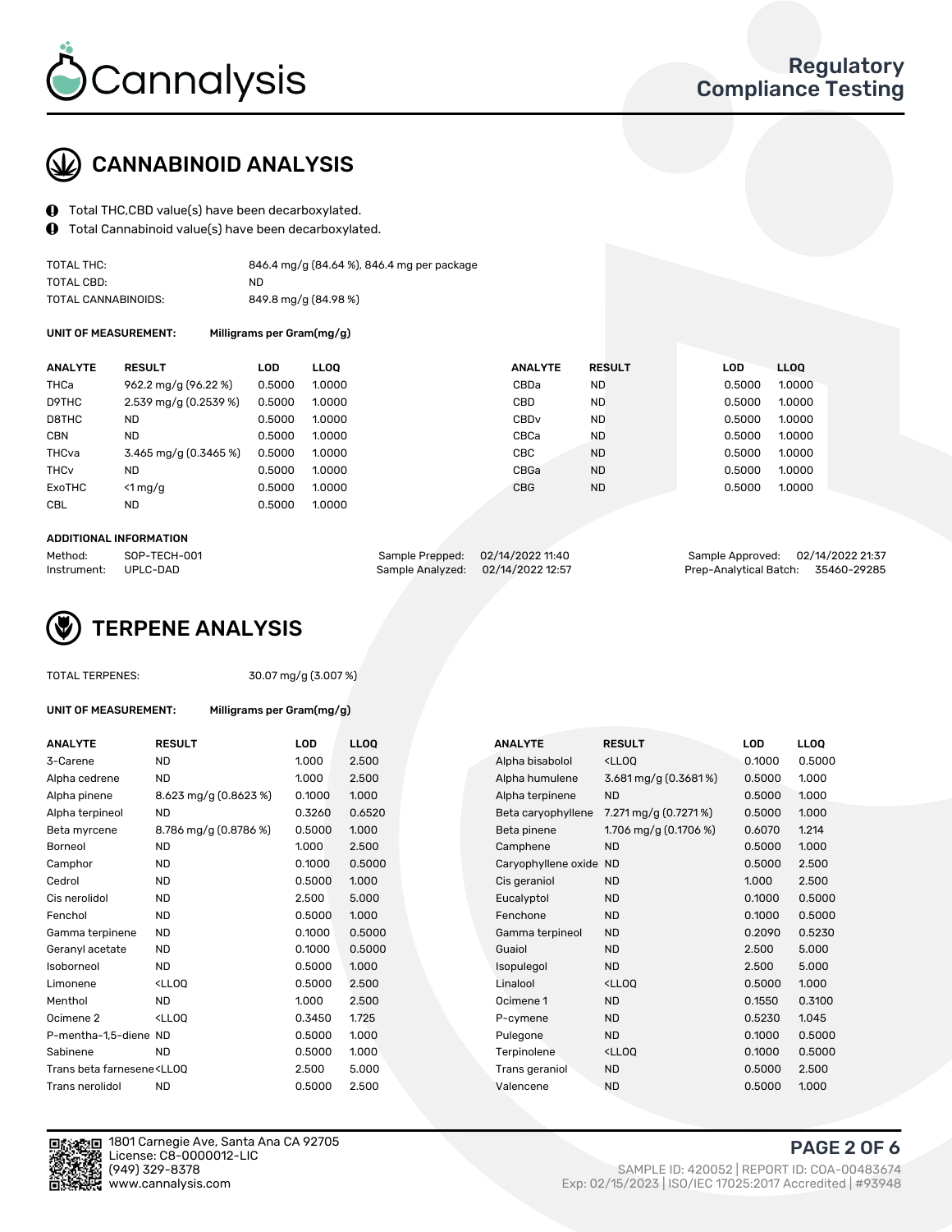Cannalysis

Regulatory Compliance Testing

## CANNABINOID ANALYSIS

- Total THC,CBD value(s) have been decarboxylated.
- Total Cannabinoid value(s) have been decarboxylated.

| | |
|---|---|
| TOTAL THC: | 846.4 mg/g (84.64 %), 846.4 mg per package |
| TOTAL CBD: | ND |
| TOTAL CANNABINOIDS: | 849.8 mg/g (84.98 %) |

**UNIT OF MEASUREMENT:** Milligrams per Gram(mg/g)

| ANALYTE | RESULT | LOD | LLOQ | ANALYTE | RESULT | LOD | LLOQ |
|---|---|---|---|---|---|---|---|
| THCa | 962.2 mg/g (96.22 %) | 0.5000 | 1.0000 | CBDa | ND | 0.5000 | 1.0000 |
| D9THC | 2.539 mg/g (0.2539 %) | 0.5000 | 1.0000 | CBD | ND | 0.5000 | 1.0000 |
| D8THC | ND | 0.5000 | 1.0000 | CBDv | ND | 0.5000 | 1.0000 |
| CBN | ND | 0.5000 | 1.0000 | CBCa | ND | 0.5000 | 1.0000 |
| THCva | 3.465 mg/g (0.3465 %) | 0.5000 | 1.0000 | CBC | ND | 0.5000 | 1.0000 |
| THCv | ND | 0.5000 | 1.0000 | CBGa | ND | 0.5000 | 1.0000 |
| ExoTHC | <1 mg/g | 0.5000 | 1.0000 | CBG | ND | 0.5000 | 1.0000 |
| CBL | ND | 0.5000 | 1.0000 | | | | |

**ADDITIONAL INFORMATION**

| | | | | | |
|---|---|---|---|---|---|
| Method: | SOP-TECH-001 | Sample Prepped: | 02/14/2022 11:40 | Sample Approved: | 02/14/2022 21:37 |
| Instrument: | UPLC-DAD | Sample Analyzed: | 02/14/2022 12:57 | Prep-Analytical Batch: | 35460-29285 |

## TERPENE ANALYSIS

TOTAL TERPENES: 30.07 mg/g (3.007 %)

**UNIT OF MEASUREMENT:** Milligrams per Gram(mg/g)

| ANALYTE | RESULT | LOD | LLOQ | ANALYTE | RESULT | LOD | LLOQ |
|---|---|---|---|---|---|---|---|
| 3-Carene | ND | 1.000 | 2.500 | Alpha bisabolol | <LLOQ | 0.1000 | 0.5000 |
| Alpha cedrene | ND | 1.000 | 2.500 | Alpha humulene | 3.681 mg/g (0.3681 %) | 0.5000 | 1.000 |
| Alpha pinene | 8.623 mg/g (0.8623 %) | 0.1000 | 1.000 | Alpha terpinene | ND | 0.5000 | 1.000 |
| Alpha terpineol | ND | 0.3260 | 0.6520 | Beta caryophyllene | 7.271 mg/g (0.7271 %) | 0.5000 | 1.000 |
| Beta myrcene | 8.786 mg/g (0.8786 %) | 0.5000 | 1.000 | Beta pinene | 1.706 mg/g (0.1706 %) | 0.6070 | 1.214 |
| Borneol | ND | 1.000 | 2.500 | Camphene | ND | 0.5000 | 1.000 |
| Camphor | ND | 0.1000 | 0.5000 | Caryophyllene oxide | ND | 0.5000 | 2.500 |
| Cedrol | ND | 0.5000 | 1.000 | Cis geraniol | ND | 1.000 | 2.500 |
| Cis nerolidol | ND | 2.500 | 5.000 | Eucalyptol | ND | 0.1000 | 0.5000 |
| Fenchol | ND | 0.5000 | 1.000 | Fenchone | ND | 0.1000 | 0.5000 |
| Gamma terpinene | ND | 0.1000 | 0.5000 | Gamma terpineol | ND | 0.2090 | 0.5230 |
| Geranyl acetate | ND | 0.1000 | 0.5000 | Guaiol | ND | 2.500 | 5.000 |
| Isoborneol | ND | 0.5000 | 1.000 | Isopulegol | ND | 2.500 | 5.000 |
| Limonene | <LLOQ | 0.5000 | 2.500 | Linalool | <LLOQ | 0.5000 | 1.000 |
| Menthol | ND | 1.000 | 2.500 | Ocimene 1 | ND | 0.1550 | 0.3100 |
| Ocimene 2 | <LLOQ | 0.3450 | 1.725 | P-cymene | ND | 0.5230 | 1.045 |
| P-mentha-1,5-diene | ND | 0.5000 | 1.000 | Pulegone | ND | 0.1000 | 0.5000 |
| Sabinene | ND | 0.5000 | 1.000 | Terpinolene | <LLOQ | 0.1000 | 0.5000 |
| Trans beta farnesene | <LLOQ | 2.500 | 5.000 | Trans geraniol | ND | 0.5000 | 2.500 |
| Trans nerolidol | ND | 0.5000 | 2.500 | Valencene | ND | 0.5000 | 1.000 |

1801 Carnegie Ave, Santa Ana CA 92705
License: C8-0000012-LIC
(949) 329-8378
www.cannalysis.com

SAMPLE ID: 420052 | REPORT ID: COA-00483674
Exp: 02/15/2023 | ISO/IEC 17025:2017 Accredited | #93948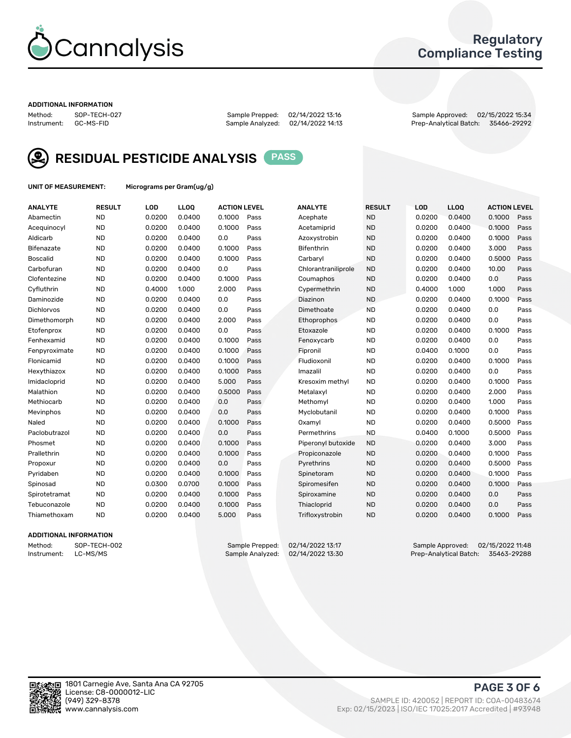# Cannalysis

## Regulatory Compliance Testing

**ADDITIONAL INFORMATION**

Method: SOP-TECH-027
Instrument: GC-MS-FID

Sample Prepped: 02/14/2022 13:16
Sample Analyzed: 02/14/2022 14:13

Sample Approved: 02/15/2022 15:34
Prep-Analytical Batch: 35466-29292

## RESIDUAL PESTICIDE ANALYSIS PASS

**UNIT OF MEASUREMENT:** Micrograms per Gram(ug/g)

| ANALYTE | RESULT | LOD | LLOQ | ACTION LEVEL | | ANALYTE | RESULT | LOD | LLOQ | ACTION LEVEL | |
|---|---|---|---|---|---|---|---|---|---|---|---|
| Abamectin | ND | 0.0200 | 0.0400 | 0.1000 | Pass | Acephate | ND | 0.0200 | 0.0400 | 0.1000 | Pass |
| Acequinocyl | ND | 0.0200 | 0.0400 | 0.1000 | Pass | Acetamiprid | ND | 0.0200 | 0.0400 | 0.1000 | Pass |
| Aldicarb | ND | 0.0200 | 0.0400 | 0.0 | Pass | Azoxystrobin | ND | 0.0200 | 0.0400 | 0.1000 | Pass |
| Bifenazate | ND | 0.0200 | 0.0400 | 0.1000 | Pass | Bifenthrin | ND | 0.0200 | 0.0400 | 3.000 | Pass |
| Boscalid | ND | 0.0200 | 0.0400 | 0.1000 | Pass | Carbaryl | ND | 0.0200 | 0.0400 | 0.5000 | Pass |
| Carbofuran | ND | 0.0200 | 0.0400 | 0.0 | Pass | Chlorantraniliprole | ND | 0.0200 | 0.0400 | 10.00 | Pass |
| Clofentezine | ND | 0.0200 | 0.0400 | 0.1000 | Pass | Coumaphos | ND | 0.0200 | 0.0400 | 0.0 | Pass |
| Cyfluthrin | ND | 0.4000 | 1.000 | 2.000 | Pass | Cypermethrin | ND | 0.4000 | 1.000 | 1.000 | Pass |
| Daminozide | ND | 0.0200 | 0.0400 | 0.0 | Pass | Diazinon | ND | 0.0200 | 0.0400 | 0.1000 | Pass |
| Dichlorvos | ND | 0.0200 | 0.0400 | 0.0 | Pass | Dimethoate | ND | 0.0200 | 0.0400 | 0.0 | Pass |
| Dimethomorph | ND | 0.0200 | 0.0400 | 2.000 | Pass | Ethoprophos | ND | 0.0200 | 0.0400 | 0.0 | Pass |
| Etofenprox | ND | 0.0200 | 0.0400 | 0.0 | Pass | Etoxazole | ND | 0.0200 | 0.0400 | 0.1000 | Pass |
| Fenhexamid | ND | 0.0200 | 0.0400 | 0.1000 | Pass | Fenoxycarb | ND | 0.0200 | 0.0400 | 0.0 | Pass |
| Fenpyroximate | ND | 0.0200 | 0.0400 | 0.1000 | Pass | Fipronil | ND | 0.0400 | 0.1000 | 0.0 | Pass |
| Flonicamid | ND | 0.0200 | 0.0400 | 0.1000 | Pass | Fludioxonil | ND | 0.0200 | 0.0400 | 0.1000 | Pass |
| Hexythiazox | ND | 0.0200 | 0.0400 | 0.1000 | Pass | Imazalil | ND | 0.0200 | 0.0400 | 0.0 | Pass |
| Imidacloprid | ND | 0.0200 | 0.0400 | 5.000 | Pass | Kresoxim methyl | ND | 0.0200 | 0.0400 | 0.1000 | Pass |
| Malathion | ND | 0.0200 | 0.0400 | 0.5000 | Pass | Metalaxyl | ND | 0.0200 | 0.0400 | 2.000 | Pass |
| Methiocarb | ND | 0.0200 | 0.0400 | 0.0 | Pass | Methomyl | ND | 0.0200 | 0.0400 | 1.000 | Pass |
| Mevinphos | ND | 0.0200 | 0.0400 | 0.0 | Pass | Myclobutanil | ND | 0.0200 | 0.0400 | 0.1000 | Pass |
| Naled | ND | 0.0200 | 0.0400 | 0.1000 | Pass | Oxamyl | ND | 0.0200 | 0.0400 | 0.5000 | Pass |
| Paclobutrazol | ND | 0.0200 | 0.0400 | 0.0 | Pass | Permethrins | ND | 0.0400 | 0.1000 | 0.5000 | Pass |
| Phosmet | ND | 0.0200 | 0.0400 | 0.1000 | Pass | Piperonyl butoxide | ND | 0.0200 | 0.0400 | 3.000 | Pass |
| Prallethrin | ND | 0.0200 | 0.0400 | 0.1000 | Pass | Propiconazole | ND | 0.0200 | 0.0400 | 0.1000 | Pass |
| Propoxur | ND | 0.0200 | 0.0400 | 0.0 | Pass | Pyrethrins | ND | 0.0200 | 0.0400 | 0.5000 | Pass |
| Pyridaben | ND | 0.0200 | 0.0400 | 0.1000 | Pass | Spinetoram | ND | 0.0200 | 0.0400 | 0.1000 | Pass |
| Spinosad | ND | 0.0300 | 0.0700 | 0.1000 | Pass | Spiromesifen | ND | 0.0200 | 0.0400 | 0.1000 | Pass |
| Spirotetramat | ND | 0.0200 | 0.0400 | 0.1000 | Pass | Spiroxamine | ND | 0.0200 | 0.0400 | 0.0 | Pass |
| Tebuconazole | ND | 0.0200 | 0.0400 | 0.1000 | Pass | Thiacloprid | ND | 0.0200 | 0.0400 | 0.0 | Pass |
| Thiamethoxam | ND | 0.0200 | 0.0400 | 5.000 | Pass | Trifloxystrobin | ND | 0.0200 | 0.0400 | 0.1000 | Pass |

**ADDITIONAL INFORMATION**

Method: SOP-TECH-002
Instrument: LC-MS/MS

Sample Prepped: 02/14/2022 13:17
Sample Analyzed: 02/14/2022 13:30

Sample Approved: 02/15/2022 11:48
Prep-Analytical Batch: 35463-29288

1801 Carnegie Ave, Santa Ana CA 92705
License: C8-0000012-LIC
(949) 329-8378
www.cannalysis.com

SAMPLE ID: 420052 | REPORT ID: COA-00483674
Exp: 02/15/2023 | ISO/IEC 17025:2017 Accredited | #93948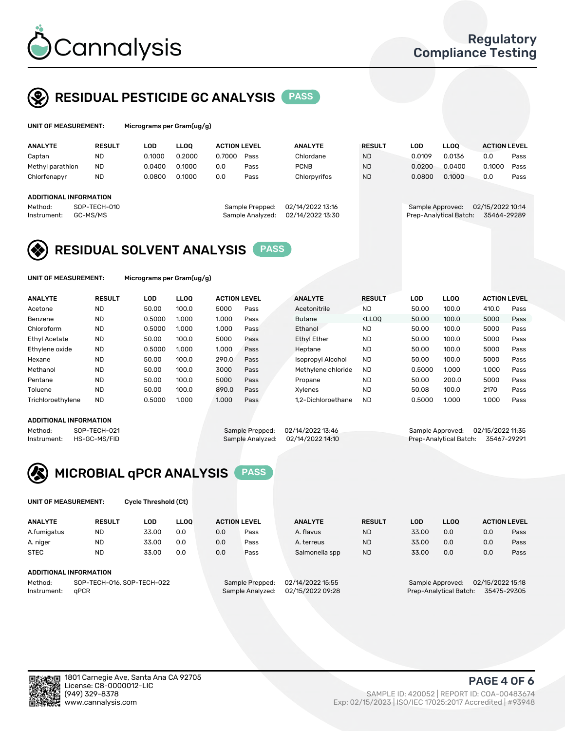# Cannalysis

Regulatory Compliance Testing

## RESIDUAL PESTICIDE GC ANALYSIS PASS

**UNIT OF MEASUREMENT:** Micrograms per Gram(ug/g)

| ANALYTE | RESULT | LOD | LLOQ | ACTION LEVEL | | ANALYTE | RESULT | LOD | LLOQ | ACTION LEVEL | |
|---|---|---|---|---|---|---|---|---|---|---|---|
| Captan | ND | 0.1000 | 0.2000 | 0.7000 | Pass | Chlordane | ND | 0.0109 | 0.0136 | 0.0 | Pass |
| Methyl parathion | ND | 0.0400 | 0.1000 | 0.0 | Pass | PCNB | ND | 0.0200 | 0.0400 | 0.1000 | Pass |
| Chlorfenapyr | ND | 0.0800 | 0.1000 | 0.0 | Pass | Chlorpyrifos | ND | 0.0800 | 0.1000 | 0.0 | Pass |

**ADDITIONAL INFORMATION**

Method: SOP-TECH-010
Instrument: GC-MS/MS
Sample Prepped: 02/14/2022 13:16
Sample Analyzed: 02/14/2022 13:30
Sample Approved: 02/15/2022 10:14
Prep-Analytical Batch: 35464-29289

## RESIDUAL SOLVENT ANALYSIS PASS

**UNIT OF MEASUREMENT:** Micrograms per Gram(ug/g)

| ANALYTE | RESULT | LOD | LLOQ | ACTION LEVEL | | ANALYTE | RESULT | LOD | LLOQ | ACTION LEVEL | |
|---|---|---|---|---|---|---|---|---|---|---|---|
| Acetone | ND | 50.00 | 100.0 | 5000 | Pass | Acetonitrile | ND | 50.00 | 100.0 | 410.0 | Pass |
| Benzene | ND | 0.5000 | 1.000 | 1.000 | Pass | Butane | <LLOQ | 50.00 | 100.0 | 5000 | Pass |
| Chloroform | ND | 0.5000 | 1.000 | 1.000 | Pass | Ethanol | ND | 50.00 | 100.0 | 5000 | Pass |
| Ethyl Acetate | ND | 50.00 | 100.0 | 5000 | Pass | Ethyl Ether | ND | 50.00 | 100.0 | 5000 | Pass |
| Ethylene oxide | ND | 0.5000 | 1.000 | 1.000 | Pass | Heptane | ND | 50.00 | 100.0 | 5000 | Pass |
| Hexane | ND | 50.00 | 100.0 | 290.0 | Pass | Isopropyl Alcohol | ND | 50.00 | 100.0 | 5000 | Pass |
| Methanol | ND | 50.00 | 100.0 | 3000 | Pass | Methylene chloride | ND | 0.5000 | 1.000 | 1.000 | Pass |
| Pentane | ND | 50.00 | 100.0 | 5000 | Pass | Propane | ND | 50.00 | 200.0 | 5000 | Pass |
| Toluene | ND | 50.00 | 100.0 | 890.0 | Pass | Xylenes | ND | 50.08 | 100.0 | 2170 | Pass |
| Trichloroethylene | ND | 0.5000 | 1.000 | 1.000 | Pass | 1,2-Dichloroethane | ND | 0.5000 | 1.000 | 1.000 | Pass |

**ADDITIONAL INFORMATION**

Method: SOP-TECH-021
Instrument: HS-GC-MS/FID
Sample Prepped: 02/14/2022 13:46
Sample Analyzed: 02/14/2022 14:10
Sample Approved: 02/15/2022 11:35
Prep-Analytical Batch: 35467-29291

## MICROBIAL qPCR ANALYSIS PASS

**UNIT OF MEASUREMENT:** Cycle Threshold (Ct)

| ANALYTE | RESULT | LOD | LLOQ | ACTION LEVEL | | ANALYTE | RESULT | LOD | LLOQ | ACTION LEVEL | |
|---|---|---|---|---|---|---|---|---|---|---|---|
| A.fumigatus | ND | 33.00 | 0.0 | 0.0 | Pass | A. flavus | ND | 33.00 | 0.0 | 0.0 | Pass |
| A. niger | ND | 33.00 | 0.0 | 0.0 | Pass | A. terreus | ND | 33.00 | 0.0 | 0.0 | Pass |
| STEC | ND | 33.00 | 0.0 | 0.0 | Pass | Salmonella spp | ND | 33.00 | 0.0 | 0.0 | Pass |

**ADDITIONAL INFORMATION**

Method: SOP-TECH-016, SOP-TECH-022
Instrument: qPCR
Sample Prepped: 02/14/2022 15:55
Sample Analyzed: 02/15/2022 09:28
Sample Approved: 02/15/2022 15:18
Prep-Analytical Batch: 35475-29305

1801 Carnegie Ave, Santa Ana CA 92705
License: C8-0000012-LIC
(949) 329-8378
www.cannalysis.com

SAMPLE ID: 420052 | REPORT ID: COA-00483674
Exp: 02/15/2023 | ISO/IEC 17025:2017 Accredited | #93948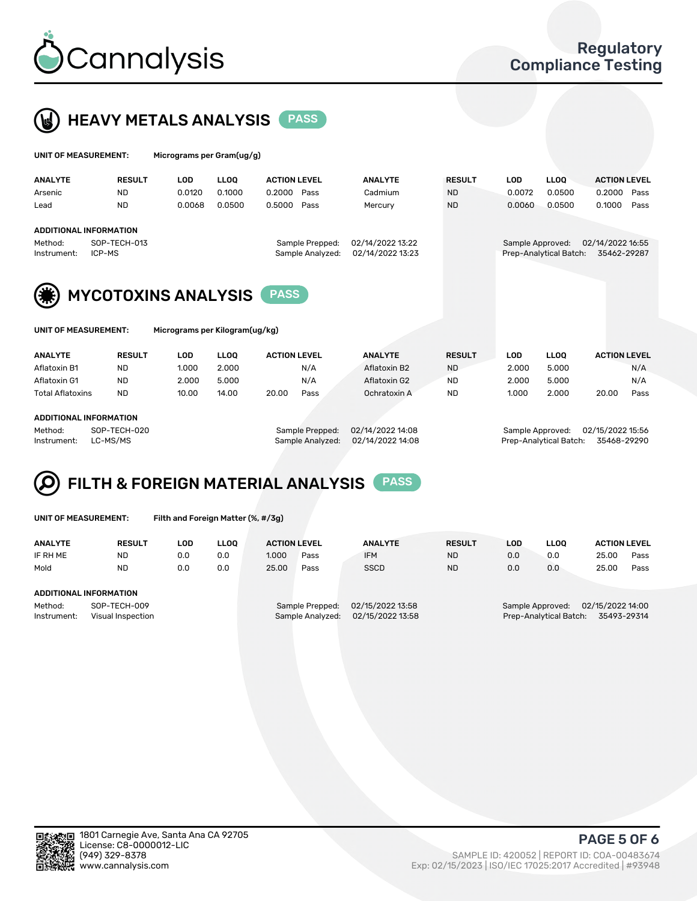# Cannalysis

Regulatory Compliance Testing

## HEAVY METALS ANALYSIS PASS

**UNIT OF MEASUREMENT:** Micrograms per Gram(ug/g)

| ANALYTE | RESULT | LOD | LLOQ | ACTION LEVEL | | ANALYTE | RESULT | LOD | LLOQ | ACTION LEVEL | |
|---|---|---|---|---|---|---|---|---|---|---|---|
| Arsenic | ND | 0.0120 | 0.1000 | 0.2000 | Pass | Cadmium | ND | 0.0072 | 0.0500 | 0.2000 | Pass |
| Lead | ND | 0.0068 | 0.0500 | 0.5000 | Pass | Mercury | ND | 0.0060 | 0.0500 | 0.1000 | Pass |

**ADDITIONAL INFORMATION**

Method: SOP-TECH-013
Instrument: ICP-MS

Sample Prepped: 02/14/2022 13:22
Sample Analyzed: 02/14/2022 13:23

Sample Approved: 02/14/2022 16:55
Prep-Analytical Batch: 35462-29287

## MYCOTOXINS ANALYSIS PASS

**UNIT OF MEASUREMENT:** Micrograms per Kilogram(ug/kg)

| ANALYTE | RESULT | LOD | LLOQ | ACTION LEVEL | | ANALYTE | RESULT | LOD | LLOQ | ACTION LEVEL | |
|---|---|---|---|---|---|---|---|---|---|---|---|
| Aflatoxin B1 | ND | 1.000 | 2.000 | | N/A | Aflatoxin B2 | ND | 2.000 | 5.000 | | N/A |
| Aflatoxin G1 | ND | 2.000 | 5.000 | | N/A | Aflatoxin G2 | ND | 2.000 | 5.000 | | N/A |
| Total Aflatoxins | ND | 10.00 | 14.00 | 20.00 | Pass | Ochratoxin A | ND | 1.000 | 2.000 | 20.00 | Pass |

**ADDITIONAL INFORMATION**

Method: SOP-TECH-020
Instrument: LC-MS/MS

Sample Prepped: 02/14/2022 14:08
Sample Analyzed: 02/14/2022 14:08

Sample Approved: 02/15/2022 15:56
Prep-Analytical Batch: 35468-29290

## FILTH & FOREIGN MATERIAL ANALYSIS PASS

**UNIT OF MEASUREMENT:** Filth and Foreign Matter (%, #/3g)

| ANALYTE | RESULT | LOD | LLOQ | ACTION LEVEL | | ANALYTE | RESULT | LOD | LLOQ | ACTION LEVEL | |
|---|---|---|---|---|---|---|---|---|---|---|---|
| IF RH ME | ND | 0.0 | 0.0 | 1.000 | Pass | IFM | ND | 0.0 | 0.0 | 25.00 | Pass |
| Mold | ND | 0.0 | 0.0 | 25.00 | Pass | SSCD | ND | 0.0 | 0.0 | 25.00 | Pass |

**ADDITIONAL INFORMATION**

Method: SOP-TECH-009
Instrument: Visual Inspection

Sample Prepped: 02/15/2022 13:58
Sample Analyzed: 02/15/2022 13:58

Sample Approved: 02/15/2022 14:00
Prep-Analytical Batch: 35493-29314

1801 Carnegie Ave, Santa Ana CA 92705
License: C8-0000012-LIC
(949) 329-8378
www.cannalysis.com

SAMPLE ID: 420052 | REPORT ID: COA-00483674
Exp: 02/15/2023 | ISO/IEC 17025:2017 Accredited | #93948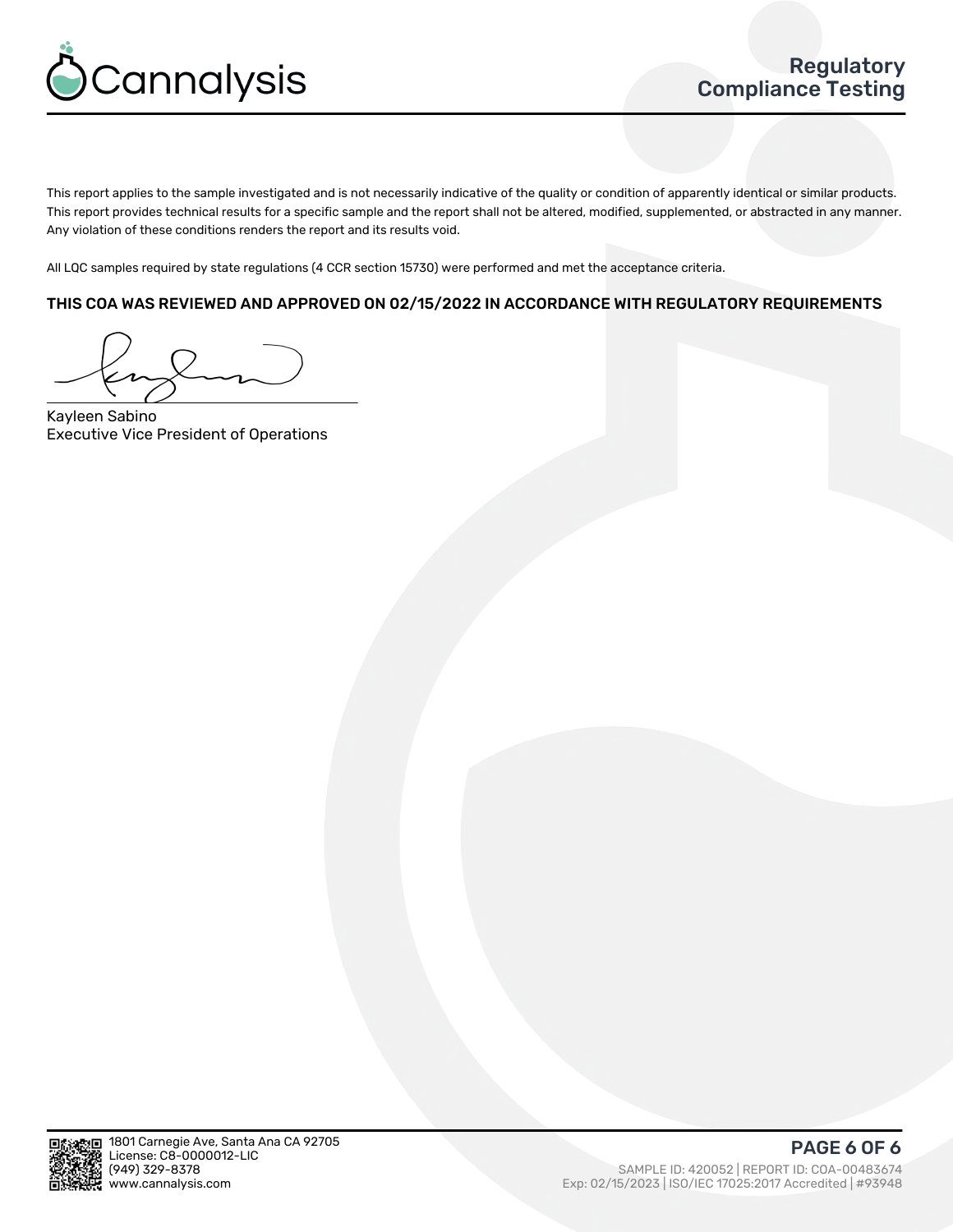This report applies to the sample investigated and is not necessarily indicative of the quality or condition of apparently identical or similar products. This report provides technical results for a specific sample and the report shall not be altered, modified, supplemented, or abstracted in any manner. Any violation of these conditions renders the report and its results void.

All LQC samples required by state regulations (4 CCR section 15730) were performed and met the acceptance criteria.

**THIS COA WAS REVIEWED AND APPROVED ON 02/15/2022 IN ACCORDANCE WITH REGULATORY REQUIREMENTS**

Kayleen Sabino
Executive Vice President of Operations